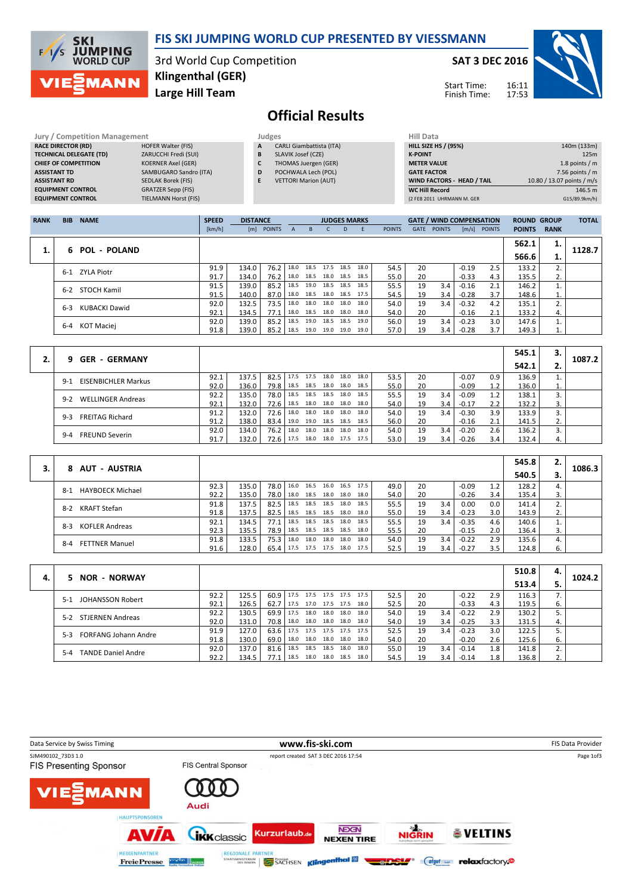# FIS SKI JUMPING WORLD CUP PRESENTED BY VIESSMANN

3rd World Cup Competition
**Klingenthal (GER)**
**Large Hill Team**

**SAT 3 DEC 2016**

Start Time: 16:11
Finish Time: 17:53

## Official Results

| Jury / Competition Management | |
|---|---|
| RACE DIRECTOR (RD) | HOFER Walter (FIS) |
| TECHNICAL DELEGATE (TD) | ZARUCCHI Fredi (SUI) |
| CHIEF OF COMPETITION | KOERNER Axel (GER) |
| ASSISTANT TD | SAMBUGARO Sandro (ITA) |
| ASSISTANT RD | SEDLAK Borek (FIS) |
| EQUIPMENT CONTROL | GRATZER Sepp (FIS) |
| EQUIPMENT CONTROL | TIELMANN Horst (FIS) |

| Judges | |
|---|---|
| A | CARLI Giambattista (ITA) |
| B | SLAVIK Josef (CZE) |
| C | THOMAS Juergen (GER) |
| D | POCHWALA Lech (POL) |
| E | VETTORI Marion (AUT) |

| Hill Data | |
|---|---|
| HILL SIZE HS / (95%) | 140m (133m) |
| K-POINT | 125m |
| METER VALUE | 1.8 points / m |
| GATE FACTOR | 7.56 points / m |
| WIND FACTORS - HEAD / TAIL | 10.80 / 13.07 points / m/s |
| WC Hill Record | 146.5 m |
| (2 FEB 2011 UHRMANN M. GER | G15/89.9km/h) |

| RANK | BIB | NAME | SPEED [km/h] | DISTANCE [m] | DISTANCE POINTS | A | B | C | D | E | JUDGES POINTS | GATE | GATE POINTS | WIND [m/s] | WIND POINTS | ROUND POINTS | GROUP RANK | TOTAL |
|---|---|---|---|---|---|---|---|---|---|---|---|---|---|---|---|---|---|---|
| 1. | 6 | POL - POLAND | | | | | | | | | | | | | | 562.1 | 1. | 1128.7 |
| | | | | | | | | | | | | | | | | 566.6 | 1. | |
| | 6-1 | ZYLA Piotr | 91.9 | 134.0 | 76.2 | 18.0 | 18.5 | 17.5 | 18.5 | 18.0 | 54.5 | 20 | | -0.19 | 2.5 | 133.2 | 2. | |
| | | | 91.7 | 134.0 | 76.2 | 18.0 | 18.5 | 18.0 | 18.5 | 18.5 | 55.0 | 20 | | -0.33 | 4.3 | 135.5 | 2. | |
| | 6-2 | STOCH Kamil | 91.5 | 139.0 | 85.2 | 18.5 | 19.0 | 18.5 | 18.5 | 18.5 | 55.5 | 19 | 3.4 | -0.16 | 2.1 | 146.2 | 1. | |
| | | | 91.5 | 140.0 | 87.0 | 18.0 | 18.5 | 18.0 | 18.5 | 17.5 | 54.5 | 19 | 3.4 | -0.28 | 3.7 | 148.6 | 1. | |
| | 6-3 | KUBACKI Dawid | 92.0 | 132.5 | 73.5 | 18.0 | 18.0 | 18.0 | 18.0 | 18.0 | 54.0 | 19 | 3.4 | -0.32 | 4.2 | 135.1 | 2. | |
| | | | 92.1 | 134.5 | 77.1 | 18.0 | 18.5 | 18.0 | 18.0 | 18.0 | 54.0 | 20 | | -0.16 | 2.1 | 133.2 | 4. | |
| | 6-4 | KOT Maciej | 92.0 | 139.0 | 85.2 | 18.5 | 19.0 | 18.5 | 18.5 | 19.0 | 56.0 | 19 | 3.4 | -0.23 | 3.0 | 147.6 | 1. | |
| | | | 91.8 | 139.0 | 85.2 | 18.5 | 19.0 | 19.0 | 19.0 | 19.0 | 57.0 | 19 | 3.4 | -0.28 | 3.7 | 149.3 | 1. | |
| 2. | 9 | GER - GERMANY | | | | | | | | | | | | | | 545.1 | 3. | 1087.2 |
| | | | | | | | | | | | | | | | | 542.1 | 2. | |
| | 9-1 | EISENBICHLER Markus | 92.1 | 137.5 | 82.5 | 17.5 | 17.5 | 18.0 | 18.0 | 18.0 | 53.5 | 20 | | -0.07 | 0.9 | 136.9 | 1. | |
| | | | 92.0 | 136.0 | 79.8 | 18.5 | 18.5 | 18.0 | 18.5 | 18.5 | 55.0 | 20 | | -0.09 | 1.2 | 136.0 | 1. | |
| | 9-2 | WELLINGER Andreas | 92.2 | 135.0 | 78.0 | 18.5 | 18.5 | 18.5 | 18.0 | 18.5 | 55.5 | 19 | 3.4 | -0.09 | 1.2 | 138.1 | 3. | |
| | | | 92.1 | 132.0 | 72.6 | 18.5 | 18.0 | 18.0 | 18.0 | 18.0 | 54.0 | 19 | 3.4 | -0.17 | 2.2 | 132.2 | 3. | |
| | 9-3 | FREITAG Richard | 91.2 | 132.0 | 72.6 | 18.0 | 18.0 | 18.0 | 18.0 | 18.0 | 54.0 | 19 | 3.4 | -0.30 | 3.9 | 133.9 | 3. | |
| | | | 91.2 | 138.0 | 83.4 | 19.0 | 19.0 | 18.5 | 18.5 | 18.5 | 56.0 | 20 | | -0.16 | 2.1 | 141.5 | 2. | |
| | 9-4 | FREUND Severin | 92.0 | 134.0 | 76.2 | 18.0 | 18.0 | 18.0 | 18.0 | 18.0 | 54.0 | 19 | 3.4 | -0.20 | 2.6 | 136.2 | 3. | |
| | | | 91.7 | 132.0 | 72.6 | 17.5 | 18.0 | 18.0 | 17.5 | 17.5 | 53.0 | 19 | 3.4 | -0.26 | 3.4 | 132.4 | 4. | |
| 3. | 8 | AUT - AUSTRIA | | | | | | | | | | | | | | 545.8 | 2. | 1086.3 |
| | | | | | | | | | | | | | | | | 540.5 | 3. | |
| | 8-1 | HAYBOECK Michael | 92.3 | 135.0 | 78.0 | 16.0 | 16.5 | 16.0 | 16.5 | 17.5 | 49.0 | 20 | | -0.09 | 1.2 | 128.2 | 4. | |
| | | | 92.2 | 135.0 | 78.0 | 18.0 | 18.5 | 18.0 | 18.0 | 18.0 | 54.0 | 20 | | -0.26 | 3.4 | 135.4 | 3. | |
| | 8-2 | KRAFT Stefan | 91.8 | 137.5 | 82.5 | 18.5 | 18.5 | 18.5 | 18.0 | 18.5 | 55.5 | 19 | 3.4 | 0.00 | 0.0 | 141.4 | 2. | |
| | | | 91.8 | 137.5 | 82.5 | 18.5 | 18.5 | 18.5 | 18.0 | 18.0 | 55.0 | 19 | 3.4 | -0.23 | 3.0 | 143.9 | 2. | |
| | 8-3 | KOFLER Andreas | 92.1 | 134.5 | 77.1 | 18.5 | 18.5 | 18.5 | 18.0 | 18.5 | 55.5 | 19 | 3.4 | -0.35 | 4.6 | 140.6 | 1. | |
| | | | 92.3 | 135.5 | 78.9 | 18.5 | 18.5 | 18.5 | 18.5 | 18.0 | 55.5 | 20 | | -0.15 | 2.0 | 136.4 | 3. | |
| | 8-4 | FETTNER Manuel | 91.8 | 133.5 | 75.3 | 18.0 | 18.0 | 18.0 | 18.0 | 18.0 | 54.0 | 19 | 3.4 | -0.22 | 2.9 | 135.6 | 4. | |
| | | | 91.6 | 128.0 | 65.4 | 17.5 | 17.5 | 17.5 | 18.0 | 17.5 | 52.5 | 19 | 3.4 | -0.27 | 3.5 | 124.8 | 6. | |
| 4. | 5 | NOR - NORWAY | | | | | | | | | | | | | | 510.8 | 4. | 1024.2 |
| | | | | | | | | | | | | | | | | 513.4 | 5. | |
| | 5-1 | JOHANSSON Robert | 92.2 | 125.5 | 60.9 | 17.5 | 17.5 | 17.5 | 17.5 | 17.5 | 52.5 | 20 | | -0.22 | 2.9 | 116.3 | 7. | |
| | | | 92.1 | 126.5 | 62.7 | 17.5 | 17.0 | 17.5 | 17.5 | 18.0 | 52.5 | 20 | | -0.33 | 4.3 | 119.5 | 6. | |
| | 5-2 | STJERNEN Andreas | 92.2 | 130.5 | 69.9 | 17.5 | 18.0 | 18.0 | 18.0 | 18.0 | 54.0 | 19 | 3.4 | -0.22 | 2.9 | 130.2 | 5. | |
| | | | 92.0 | 131.0 | 70.8 | 18.0 | 18.0 | 18.0 | 18.0 | 18.0 | 54.0 | 19 | 3.4 | -0.25 | 3.3 | 131.5 | 4. | |
| | 5-3 | FORFANG Johann Andre | 91.9 | 127.0 | 63.6 | 17.5 | 17.5 | 17.5 | 17.5 | 17.5 | 52.5 | 19 | 3.4 | -0.23 | 3.0 | 122.5 | 5. | |
| | | | 91.8 | 130.0 | 69.0 | 18.0 | 18.0 | 18.0 | 18.0 | 18.0 | 54.0 | 20 | | -0.20 | 2.6 | 125.6 | 6. | |
| | 5-4 | TANDE Daniel Andre | 92.0 | 137.0 | 81.6 | 18.5 | 18.5 | 18.5 | 18.0 | 18.0 | 55.0 | 19 | 3.4 | -0.14 | 1.8 | 141.8 | 2. | |
| | | | 92.2 | 134.5 | 77.1 | 18.5 | 18.0 | 18.0 | 18.5 | 18.0 | 54.5 | 19 | 3.4 | -0.14 | 1.8 | 136.8 | 2. | |

Data Service by Swiss Timing | www.fis-ski.com | FIS Data Provider

SJM490102_73D3 1.0 | report created SAT 3 DEC 2016 17:54

FIS Presenting Sponsor: VIESSMANN | FIS Central Sponsor: Audi

HAUPTSPONSOREN: AVIA, IKK classic, Kurzurlaub.de, NEXEN TIRE, NIGRIN, VELTINS

MEDIENPARTNER: Freie Presse | REGIONALE PARTNER: Sachsen, Klingenthal, DSV, relaxfactory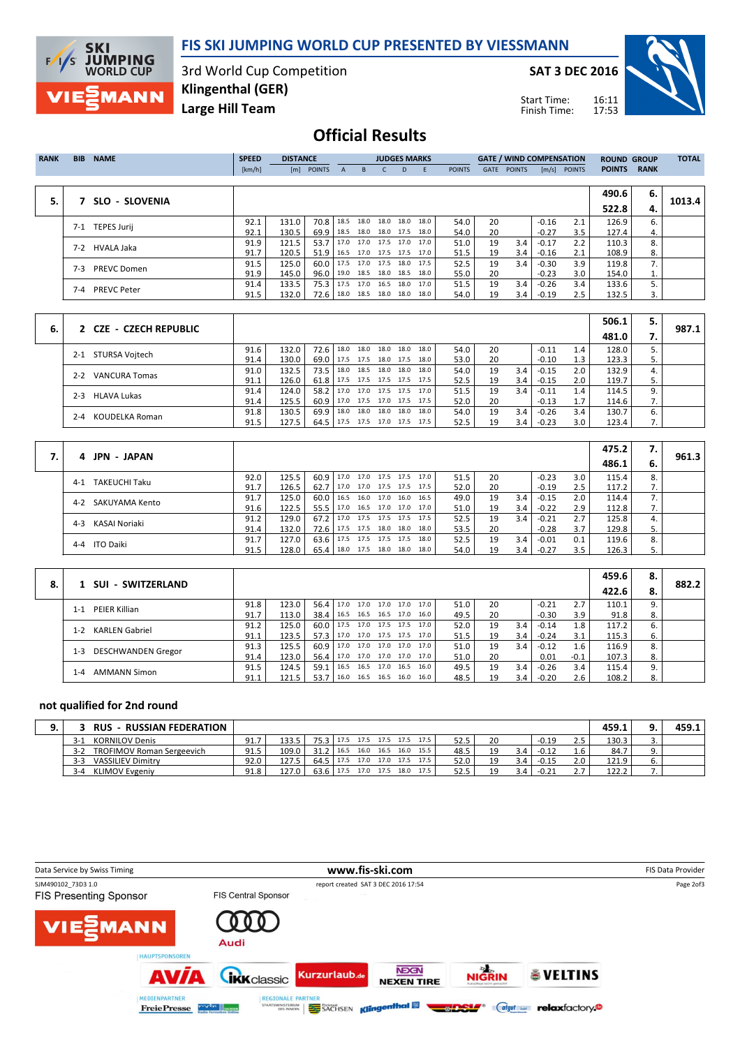# FIS SKI JUMPING WORLD CUP PRESENTED BY VIESSMANN

3rd World Cup Competition
Klingenthal (GER)
Large Hill Team

SAT 3 DEC 2016

Start Time: 16:11
Finish Time: 17:53

## Official Results

| RANK | BIB | NAME | SPEED [km/h] | DISTANCE [m] | DISTANCE POINTS | A | B | C | D | E | JUDGES POINTS | GATE | GATE POINTS | WIND [m/s] | WIND POINTS | ROUND POINTS | GROUP RANK | TOTAL |
|---|---|---|---|---|---|---|---|---|---|---|---|---|---|---|---|---|---|---|
| 5. | 7 | SLO - SLOVENIA | | | | | | | | | | | | | | 490.6 | 6. | 1013.4 |
| | | | | | | | | | | | | | | | | 522.8 | 4. | |
| | 7-1 | TEPES Jurij | 92.1 | 131.0 | 70.8 | 18.5 | 18.0 | 18.0 | 18.0 | 18.0 | 54.0 | 20 | | -0.16 | 2.1 | 126.9 | 6. | |
| | | | 92.1 | 130.5 | 69.9 | 18.5 | 18.0 | 18.0 | 17.5 | 18.0 | 54.0 | 20 | | -0.27 | 3.5 | 127.4 | 4. | |
| | 7-2 | HVALA Jaka | 91.9 | 121.5 | 53.7 | 17.0 | 17.0 | 17.5 | 17.0 | 17.0 | 51.0 | 19 | 3.4 | -0.17 | 2.2 | 110.3 | 8. | |
| | | | 91.7 | 120.5 | 51.9 | 16.5 | 17.0 | 17.5 | 17.5 | 17.0 | 51.5 | 19 | 3.4 | -0.16 | 2.1 | 108.9 | 8. | |
| | 7-3 | PREVC Domen | 91.5 | 125.0 | 60.0 | 17.5 | 17.0 | 17.5 | 18.0 | 17.5 | 52.5 | 19 | 3.4 | -0.30 | 3.9 | 119.8 | 7. | |
| | | | 91.9 | 145.0 | 96.0 | 19.0 | 18.5 | 18.0 | 18.5 | 18.0 | 55.0 | 20 | | -0.23 | 3.0 | 154.0 | 1. | |
| | 7-4 | PREVC Peter | 91.4 | 133.5 | 75.3 | 17.5 | 17.0 | 16.5 | 18.0 | 17.0 | 51.5 | 19 | 3.4 | -0.26 | 3.4 | 133.6 | 5. | |
| | | | 91.5 | 132.0 | 72.6 | 18.0 | 18.5 | 18.0 | 18.0 | 18.0 | 54.0 | 19 | 3.4 | -0.19 | 2.5 | 132.5 | 3. | |
| 6. | 2 | CZE - CZECH REPUBLIC | | | | | | | | | | | | | | 506.1 | 5. | 987.1 |
| | | | | | | | | | | | | | | | | 481.0 | 7. | |
| | 2-1 | STURSA Vojtech | 91.6 | 132.0 | 72.6 | 18.0 | 18.0 | 18.0 | 18.0 | 18.0 | 54.0 | 20 | | -0.11 | 1.4 | 128.0 | 5. | |
| | | | 91.4 | 130.0 | 69.0 | 17.5 | 17.5 | 18.0 | 17.5 | 18.0 | 53.0 | 20 | | -0.10 | 1.3 | 123.3 | 5. | |
| | 2-2 | VANCURA Tomas | 91.0 | 132.5 | 73.5 | 18.0 | 18.5 | 18.0 | 18.0 | 18.0 | 54.0 | 19 | 3.4 | -0.15 | 2.0 | 132.9 | 4. | |
| | | | 91.1 | 126.0 | 61.8 | 17.5 | 17.5 | 17.5 | 17.5 | 17.5 | 52.5 | 19 | 3.4 | -0.15 | 2.0 | 119.7 | 5. | |
| | 2-3 | HLAVA Lukas | 91.4 | 124.0 | 58.2 | 17.0 | 17.0 | 17.5 | 17.5 | 17.0 | 51.5 | 19 | 3.4 | -0.11 | 1.4 | 114.5 | 9. | |
| | | | 91.4 | 125.5 | 60.9 | 17.0 | 17.5 | 17.0 | 17.5 | 17.5 | 52.0 | 20 | | -0.13 | 1.7 | 114.6 | 7. | |
| | 2-4 | KOUDELKA Roman | 91.8 | 130.5 | 69.9 | 18.0 | 18.0 | 18.0 | 18.0 | 18.0 | 54.0 | 19 | 3.4 | -0.26 | 3.4 | 130.7 | 6. | |
| | | | 91.5 | 127.5 | 64.5 | 17.5 | 17.5 | 17.0 | 17.5 | 17.5 | 52.5 | 19 | 3.4 | -0.23 | 3.0 | 123.4 | 7. | |
| 7. | 4 | JPN - JAPAN | | | | | | | | | | | | | | 475.2 | 7. | 961.3 |
| | | | | | | | | | | | | | | | | 486.1 | 6. | |
| | 4-1 | TAKEUCHI Taku | 92.0 | 125.5 | 60.9 | 17.0 | 17.0 | 17.5 | 17.5 | 17.0 | 51.5 | 20 | | -0.23 | 3.0 | 115.4 | 8. | |
| | | | 91.7 | 126.5 | 62.7 | 17.0 | 17.0 | 17.5 | 17.5 | 17.5 | 52.0 | 20 | | -0.19 | 2.5 | 117.2 | 7. | |
| | 4-2 | SAKUYAMA Kento | 91.7 | 125.0 | 60.0 | 16.5 | 16.0 | 17.0 | 16.0 | 16.5 | 49.0 | 19 | 3.4 | -0.15 | 2.0 | 114.4 | 7. | |
| | | | 91.6 | 122.5 | 55.5 | 17.0 | 16.5 | 17.0 | 17.0 | 17.0 | 51.0 | 19 | 3.4 | -0.22 | 2.9 | 112.8 | 7. | |
| | 4-3 | KASAI Noriaki | 91.2 | 129.0 | 67.2 | 17.0 | 17.5 | 17.5 | 17.5 | 17.5 | 52.5 | 19 | 3.4 | -0.21 | 2.7 | 125.8 | 4. | |
| | | | 91.4 | 132.0 | 72.6 | 17.5 | 17.5 | 18.0 | 18.0 | 18.0 | 53.5 | 20 | | -0.28 | 3.7 | 129.8 | 5. | |
| | 4-4 | ITO Daiki | 91.7 | 127.0 | 63.6 | 17.5 | 17.5 | 17.5 | 17.5 | 18.0 | 52.5 | 19 | 3.4 | -0.01 | 0.1 | 119.6 | 8. | |
| | | | 91.5 | 128.0 | 65.4 | 18.0 | 17.5 | 18.0 | 18.0 | 18.0 | 54.0 | 19 | 3.4 | -0.27 | 3.5 | 126.3 | 5. | |
| 8. | 1 | SUI - SWITZERLAND | | | | | | | | | | | | | | 459.6 | 8. | 882.2 |
| | | | | | | | | | | | | | | | | 422.6 | 8. | |
| | 1-1 | PEIER Killian | 91.8 | 123.0 | 56.4 | 17.0 | 17.0 | 17.0 | 17.0 | 17.0 | 51.0 | 20 | | -0.21 | 2.7 | 110.1 | 9. | |
| | | | 91.7 | 113.0 | 38.4 | 16.5 | 16.5 | 16.5 | 17.0 | 16.0 | 49.5 | 20 | | -0.30 | 3.9 | 91.8 | 8. | |
| | 1-2 | KARLEN Gabriel | 91.2 | 125.0 | 60.0 | 17.5 | 17.0 | 17.5 | 17.5 | 17.0 | 52.0 | 19 | 3.4 | -0.14 | 1.8 | 117.2 | 6. | |
| | | | 91.1 | 123.5 | 57.3 | 17.0 | 17.0 | 17.5 | 17.5 | 17.0 | 51.5 | 19 | 3.4 | -0.24 | 3.1 | 115.3 | 6. | |
| | 1-3 | DESCHWANDEN Gregor | 91.3 | 125.5 | 60.9 | 17.0 | 17.0 | 17.0 | 17.0 | 17.0 | 51.0 | 19 | 3.4 | -0.12 | 1.6 | 116.9 | 8. | |
| | | | 91.4 | 123.0 | 56.4 | 17.0 | 17.0 | 17.0 | 17.0 | 17.0 | 51.0 | 20 | | 0.01 | -0.1 | 107.3 | 8. | |
| | 1-4 | AMMANN Simon | 91.5 | 124.5 | 59.1 | 16.5 | 16.5 | 17.0 | 16.5 | 16.0 | 49.5 | 19 | 3.4 | -0.26 | 3.4 | 115.4 | 9. | |
| | | | 91.1 | 121.5 | 53.7 | 16.0 | 16.5 | 16.5 | 16.0 | 16.0 | 48.5 | 19 | 3.4 | -0.20 | 2.6 | 108.2 | 8. | |

### not qualified for 2nd round

| RANK | BIB | NAME | SPEED [km/h] | DISTANCE [m] | DISTANCE POINTS | A | B | C | D | E | JUDGES POINTS | GATE | GATE POINTS | WIND [m/s] | WIND POINTS | ROUND POINTS | GROUP RANK | TOTAL |
|---|---|---|---|---|---|---|---|---|---|---|---|---|---|---|---|---|---|---|
| 9. | 3 | RUS - RUSSIAN FEDERATION | | | | | | | | | | | | | | 459.1 | 9. | 459.1 |
| | 3-1 | KORNILOV Denis | 91.7 | 133.5 | 75.3 | 17.5 | 17.5 | 17.5 | 17.5 | 17.5 | 52.5 | 20 | | -0.19 | 2.5 | 130.3 | 3. | |
| | 3-2 | TROFIMOV Roman Sergeevich | 91.5 | 109.0 | 31.2 | 16.5 | 16.0 | 16.5 | 16.0 | 15.5 | 48.5 | 19 | 3.4 | -0.12 | 1.6 | 84.7 | 9. | |
| | 3-3 | VASSILIEV Dimitry | 92.0 | 127.5 | 64.5 | 17.5 | 17.0 | 17.0 | 17.5 | 17.5 | 52.0 | 19 | 3.4 | -0.15 | 2.0 | 121.9 | 6. | |
| | 3-4 | KLIMOV Evgeniy | 91.8 | 127.0 | 63.6 | 17.5 | 17.0 | 17.5 | 18.0 | 17.5 | 52.5 | 19 | 3.4 | -0.21 | 2.7 | 122.2 | 7. | |

Data Service by Swiss Timing | www.fis-ski.com | FIS Data Provider

SJM490102_73D3 1.0 | report created SAT 3 DEC 2016 17:54

FIS Presenting Sponsor: VIESSMANN | FIS Central Sponsor: Audi

HAUPTSPONSOREN: AVIA, IKK classic, Kurzurlaub.de, NEXEN TIRE, NIGRIN, VELTINS

MEDIENPARTNER: Freie Presse | REGIONALE PARTNER: Sachsen, Klingenthal, DSV, relaxfactory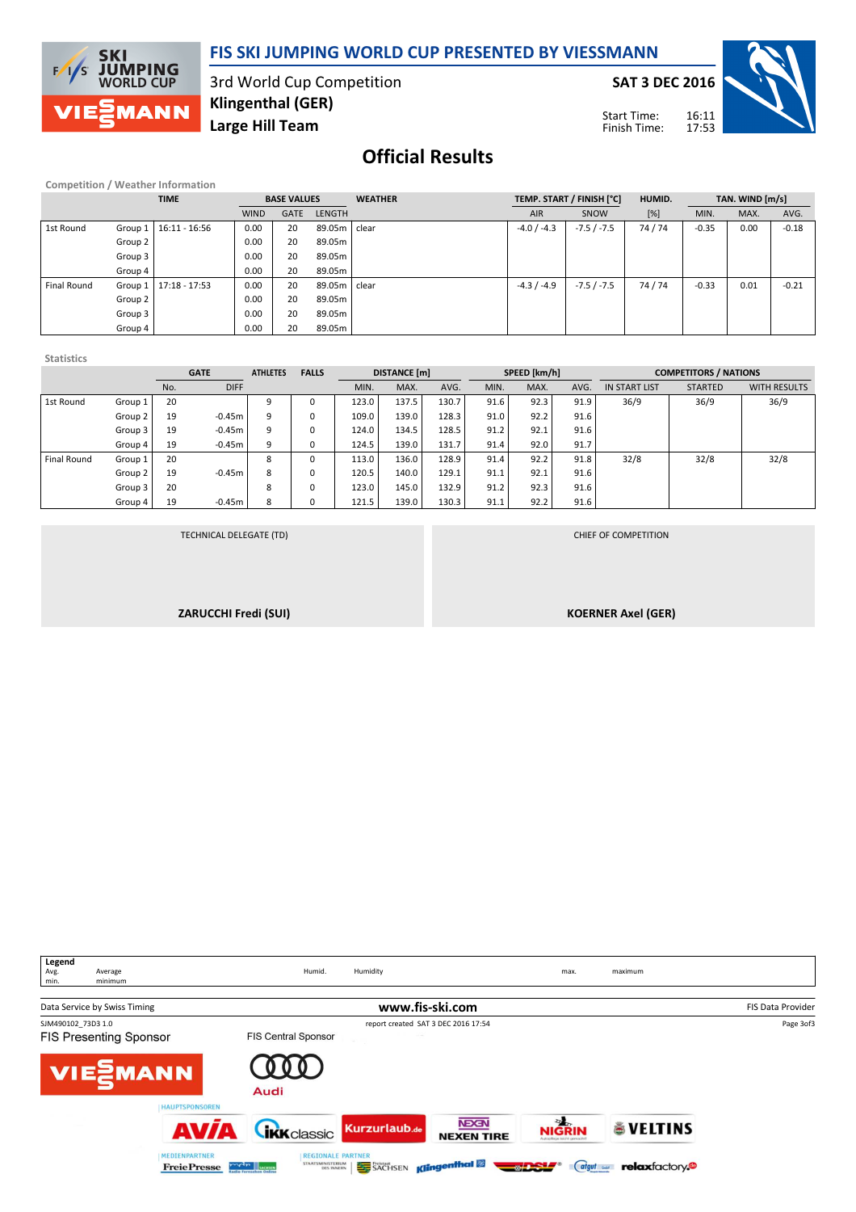# FIS SKI JUMPING WORLD CUP PRESENTED BY VIESSMANN

3rd World Cup Competition
**Klingenthal (GER)**
**Large Hill Team**

**SAT 3 DEC 2016**

Start Time: 16:11
Finish Time: 17:53

## Official Results

### Competition / Weather Information

| | | TIME | BASE VALUES | | | WEATHER | TEMP. START / FINISH [°C] | | HUMID. | TAN. WIND [m/s] | | |
|---|---|---|---|---|---|---|---|---|---|---|---|---|
| | | | WIND | GATE | LENGTH | | AIR | SNOW | [%] | MIN. | MAX. | AVG. |
| 1st Round | Group 1 | 16:11 - 16:56 | 0.00 | 20 | 89.05m | clear | -4.0 / -4.3 | -7.5 / -7.5 | 74 / 74 | -0.35 | 0.00 | -0.18 |
| | Group 2 | | 0.00 | 20 | 89.05m | | | | | | | |
| | Group 3 | | 0.00 | 20 | 89.05m | | | | | | | |
| | Group 4 | | 0.00 | 20 | 89.05m | | | | | | | |
| Final Round | Group 1 | 17:18 - 17:53 | 0.00 | 20 | 89.05m | clear | -4.3 / -4.9 | -7.5 / -7.5 | 74 / 74 | -0.33 | 0.01 | -0.21 |
| | Group 2 | | 0.00 | 20 | 89.05m | | | | | | | |
| | Group 3 | | 0.00 | 20 | 89.05m | | | | | | | |
| | Group 4 | | 0.00 | 20 | 89.05m | | | | | | | |

### Statistics

| | | GATE | | ATHLETES | FALLS | DISTANCE [m] | | | SPEED [km/h] | | | COMPETITORS / NATIONS | | |
|---|---|---|---|---|---|---|---|---|---|---|---|---|---|---|
| | | No. | DIFF | | | MIN. | MAX. | AVG. | MIN. | MAX. | AVG. | IN START LIST | STARTED | WITH RESULTS |
| 1st Round | Group 1 | 20 | | 9 | 0 | 123.0 | 137.5 | 130.7 | 91.6 | 92.3 | 91.9 | 36/9 | 36/9 | 36/9 |
| | Group 2 | 19 | -0.45m | 9 | 0 | 109.0 | 139.0 | 128.3 | 91.0 | 92.2 | 91.6 | | | |
| | Group 3 | 19 | -0.45m | 9 | 0 | 124.0 | 134.5 | 128.5 | 91.2 | 92.1 | 91.6 | | | |
| | Group 4 | 19 | -0.45m | 9 | 0 | 124.5 | 139.0 | 131.7 | 91.4 | 92.0 | 91.7 | | | |
| Final Round | Group 1 | 20 | | 8 | 0 | 113.0 | 136.0 | 128.9 | 91.4 | 92.2 | 91.8 | 32/8 | 32/8 | 32/8 |
| | Group 2 | 19 | -0.45m | 8 | 0 | 120.5 | 140.0 | 129.1 | 91.1 | 92.1 | 91.6 | | | |
| | Group 3 | 20 | | 8 | 0 | 123.0 | 145.0 | 132.9 | 91.2 | 92.3 | 91.6 | | | |
| | Group 4 | 19 | -0.45m | 8 | 0 | 121.5 | 139.0 | 130.3 | 91.1 | 92.2 | 91.6 | | | |

| TECHNICAL DELEGATE (TD) | CHIEF OF COMPETITION |
|---|---|
| **ZARUCCHI Fredi (SUI)** | **KOERNER Axel (GER)** |

**Legend**
Avg. Average
min. minimum
Humid. Humidity
max. maximum

Data Service by Swiss Timing — www.fis-ski.com — FIS Data Provider

SJM490102_73D3 1.0 — report created SAT 3 DEC 2016 17:54

FIS Presenting Sponsor: VIESSMANN
FIS Central Sponsor: Audi

HAUPTSPONSOREN: AVIA, IKK classic, Kurzurlaub.de, NEXEN TIRE, NIGRIN, VELTINS
MEDIENPARTNER: Freie Presse
REGIONALE PARTNER: Sachsen, Klingenthal, DSV, relaxfactory